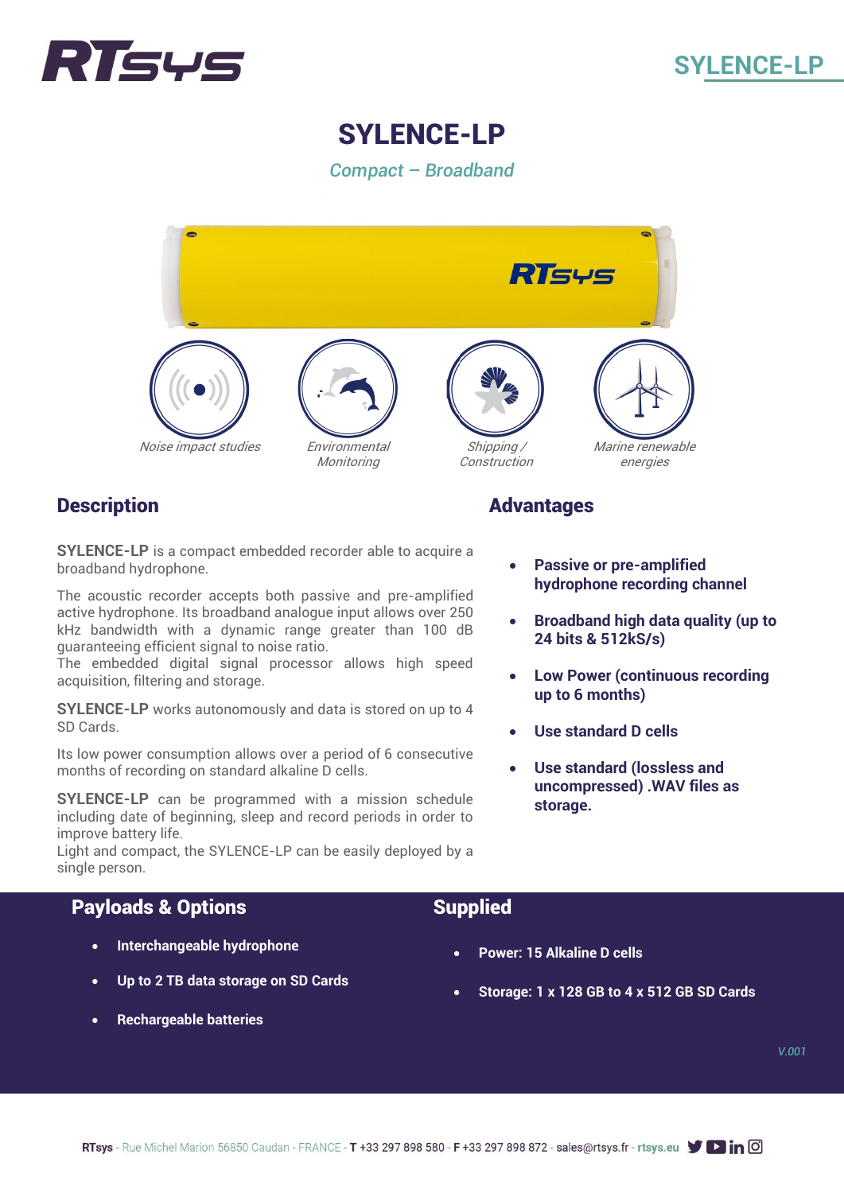# SYLENCE-LP

*Compact – Broadband*

*Noise impact studies*

*Environmental Monitoring*

*Shipping / Construction*

*Marine renewable energies*

## Description

**SYLENCE-LP** is a compact embedded recorder able to acquire a broadband hydrophone.

The acoustic recorder accepts both passive and pre-amplified active hydrophone. Its broadband analogue input allows over 250 kHz bandwidth with a dynamic range greater than 100 dB guaranteeing efficient signal to noise ratio.
The embedded digital signal processor allows high speed acquisition, filtering and storage.

**SYLENCE-LP** works autonomously and data is stored on up to 4 SD Cards.

Its low power consumption allows over a period of 6 consecutive months of recording on standard alkaline D cells.

**SYLENCE-LP** can be programmed with a mission schedule including date of beginning, sleep and record periods in order to improve battery life.
Light and compact, the SYLENCE-LP can be easily deployed by a single person.

## Advantages

- **Passive or pre-amplified hydrophone recording channel**
- **Broadband high data quality (up to 24 bits & 512kS/s)**
- **Low Power (continuous recording up to 6 months)**
- **Use standard D cells**
- **Use standard (lossless and uncompressed) .WAV files as storage.**

## Payloads & Options

- **Interchangeable hydrophone**
- **Up to 2 TB data storage on SD Cards**
- **Rechargeable batteries**

## Supplied

- **Power: 15 Alkaline D cells**
- **Storage: 1 x 128 GB to 4 x 512 GB SD Cards**

*V.001*

**RTsys** - Rue Michel Marion 56850 Caudan - FRANCE - **T** +33 297 898 580 - **F** +33 297 898 872 - sales@rtsys.fr - **rtsys.eu**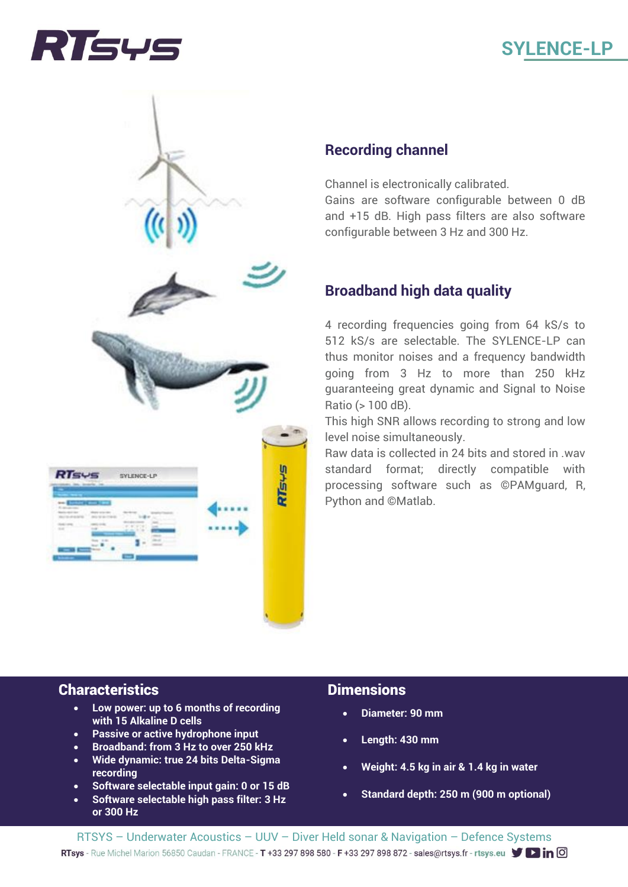# SYLENCE-LP

## Recording channel

Channel is electronically calibrated.
Gains are software configurable between 0 dB and +15 dB. High pass filters are also software configurable between 3 Hz and 300 Hz.

## Broadband high data quality

4 recording frequencies going from 64 kS/s to 512 kS/s are selectable. The SYLENCE-LP can thus monitor noises and a frequency bandwidth going from 3 Hz to more than 250 kHz guaranteeing great dynamic and Signal to Noise Ratio (> 100 dB).
This high SNR allows recording to strong and low level noise simultaneously.
Raw data is collected in 24 bits and stored in .wav standard format; directly compatible with processing software such as ©PAMguard, R, Python and ©Matlab.

## Characteristics

- **Low power: up to 6 months of recording with 15 Alkaline D cells**
- **Passive or active hydrophone input**
- **Broadband: from 3 Hz to over 250 kHz**
- **Wide dynamic: true 24 bits Delta-Sigma recording**
- **Software selectable input gain: 0 or 15 dB**
- **Software selectable high pass filter: 3 Hz or 300 Hz**

## Dimensions

- **Diameter: 90 mm**
- **Length: 430 mm**
- **Weight: 4.5 kg in air & 1.4 kg in water**
- **Standard depth: 250 m (900 m optional)**

RTSYS – Underwater Acoustics – UUV – Diver Held sonar & Navigation – Defence Systems

**RTsys** - Rue Michel Marion 56850 Caudan - FRANCE - **T** +33 297 898 580 - **F** +33 297 898 872 - sales@rtsys.fr - **rtsys.eu**